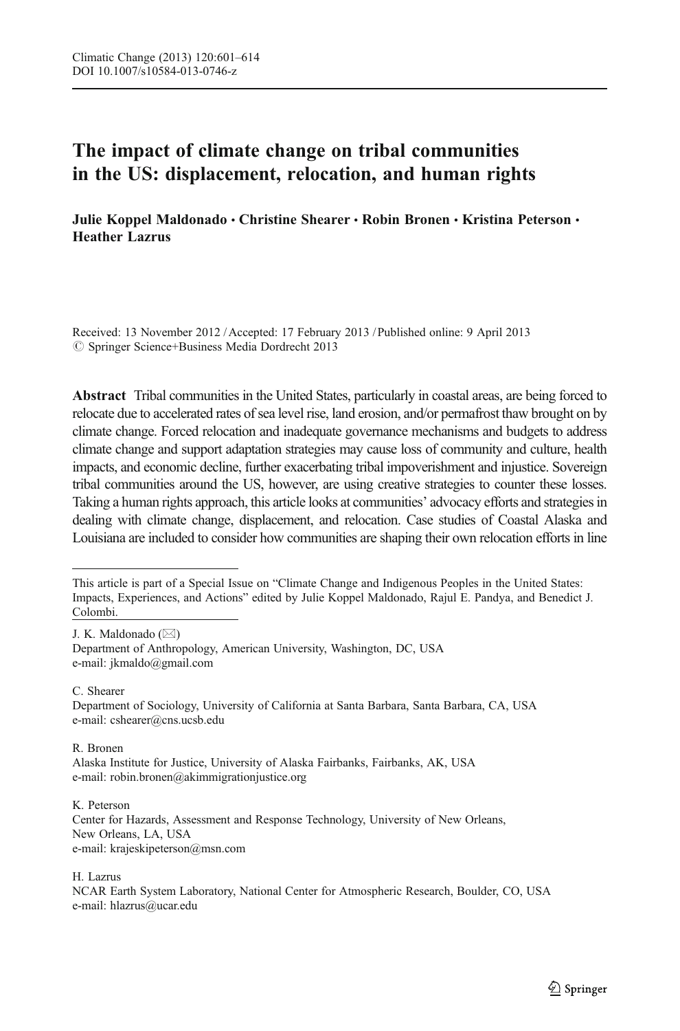# The impact of climate change on tribal communities in the US: displacement, relocation, and human rights

**Julie Koppel Maldonado · Christine Shearer · Robin Bronen · Kristina Peterson · Heather Lazrus**

Received: 13 November 2012 / Accepted: 17 February 2013 / Published online: 9 April 2013
© Springer Science+Business Media Dordrecht 2013

**Abstract** Tribal communities in the United States, particularly in coastal areas, are being forced to relocate due to accelerated rates of sea level rise, land erosion, and/or permafrost thaw brought on by climate change. Forced relocation and inadequate governance mechanisms and budgets to address climate change and support adaptation strategies may cause loss of community and culture, health impacts, and economic decline, further exacerbating tribal impoverishment and injustice. Sovereign tribal communities around the US, however, are using creative strategies to counter these losses. Taking a human rights approach, this article looks at communities' advocacy efforts and strategies in dealing with climate change, displacement, and relocation. Case studies of Coastal Alaska and Louisiana are included to consider how communities are shaping their own relocation efforts in line

---

This article is part of a Special Issue on "Climate Change and Indigenous Peoples in the United States: Impacts, Experiences, and Actions" edited by Julie Koppel Maldonado, Rajul E. Pandya, and Benedict J. Colombi.

J. K. Maldonado (✉)
Department of Anthropology, American University, Washington, DC, USA
e-mail: jkmaldo@gmail.com

C. Shearer
Department of Sociology, University of California at Santa Barbara, Santa Barbara, CA, USA
e-mail: cshearer@cns.ucsb.edu

R. Bronen
Alaska Institute for Justice, University of Alaska Fairbanks, Fairbanks, AK, USA
e-mail: robin.bronen@akimmigrationjustice.org

K. Peterson
Center for Hazards, Assessment and Response Technology, University of New Orleans, New Orleans, LA, USA
e-mail: krajeskipeterson@msn.com

H. Lazrus
NCAR Earth System Laboratory, National Center for Atmospheric Research, Boulder, CO, USA
e-mail: hlazrus@ucar.edu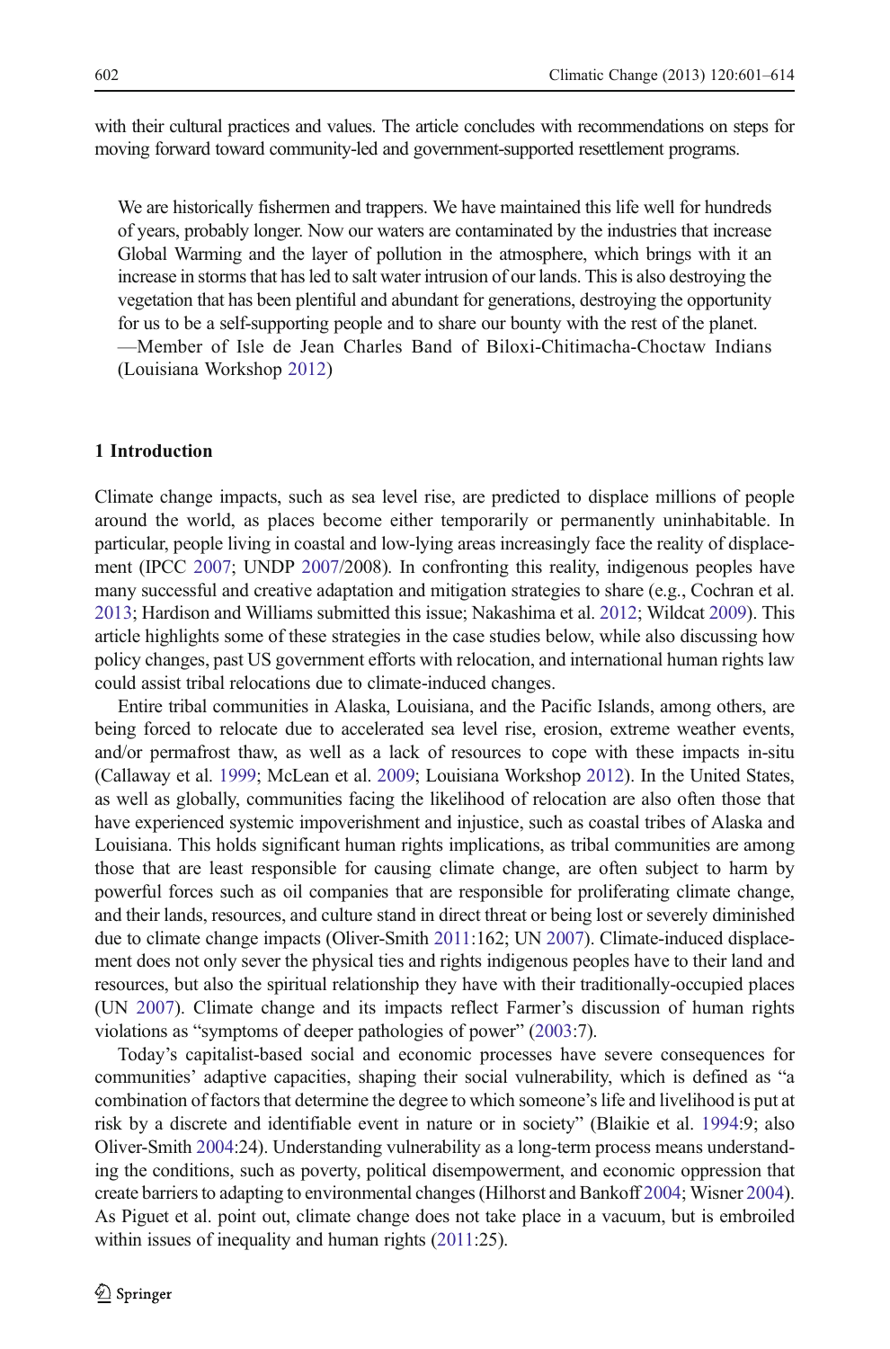with their cultural practices and values. The article concludes with recommendations on steps for moving forward toward community-led and government-supported resettlement programs.

> We are historically fishermen and trappers. We have maintained this life well for hundreds of years, probably longer. Now our waters are contaminated by the industries that increase Global Warming and the layer of pollution in the atmosphere, which brings with it an increase in storms that has led to salt water intrusion of our lands. This is also destroying the vegetation that has been plentiful and abundant for generations, destroying the opportunity for us to be a self-supporting people and to share our bounty with the rest of the planet.
> —Member of Isle de Jean Charles Band of Biloxi-Chitimacha-Choctaw Indians (Louisiana Workshop 2012)

## 1 Introduction

Climate change impacts, such as sea level rise, are predicted to displace millions of people around the world, as places become either temporarily or permanently uninhabitable. In particular, people living in coastal and low-lying areas increasingly face the reality of displacement (IPCC 2007; UNDP 2007/2008). In confronting this reality, indigenous peoples have many successful and creative adaptation and mitigation strategies to share (e.g., Cochran et al. 2013; Hardison and Williams submitted this issue; Nakashima et al. 2012; Wildcat 2009). This article highlights some of these strategies in the case studies below, while also discussing how policy changes, past US government efforts with relocation, and international human rights law could assist tribal relocations due to climate-induced changes.

Entire tribal communities in Alaska, Louisiana, and the Pacific Islands, among others, are being forced to relocate due to accelerated sea level rise, erosion, extreme weather events, and/or permafrost thaw, as well as a lack of resources to cope with these impacts in-situ (Callaway et al. 1999; McLean et al. 2009; Louisiana Workshop 2012). In the United States, as well as globally, communities facing the likelihood of relocation are also often those that have experienced systemic impoverishment and injustice, such as coastal tribes of Alaska and Louisiana. This holds significant human rights implications, as tribal communities are among those that are least responsible for causing climate change, are often subject to harm by powerful forces such as oil companies that are responsible for proliferating climate change, and their lands, resources, and culture stand in direct threat or being lost or severely diminished due to climate change impacts (Oliver-Smith 2011:162; UN 2007). Climate-induced displacement does not only sever the physical ties and rights indigenous peoples have to their land and resources, but also the spiritual relationship they have with their traditionally-occupied places (UN 2007). Climate change and its impacts reflect Farmer's discussion of human rights violations as "symptoms of deeper pathologies of power" (2003:7).

Today's capitalist-based social and economic processes have severe consequences for communities' adaptive capacities, shaping their social vulnerability, which is defined as "a combination of factors that determine the degree to which someone's life and livelihood is put at risk by a discrete and identifiable event in nature or in society" (Blaikie et al. 1994:9; also Oliver-Smith 2004:24). Understanding vulnerability as a long-term process means understanding the conditions, such as poverty, political disempowerment, and economic oppression that create barriers to adapting to environmental changes (Hilhorst and Bankoff 2004; Wisner 2004). As Piguet et al. point out, climate change does not take place in a vacuum, but is embroiled within issues of inequality and human rights (2011:25).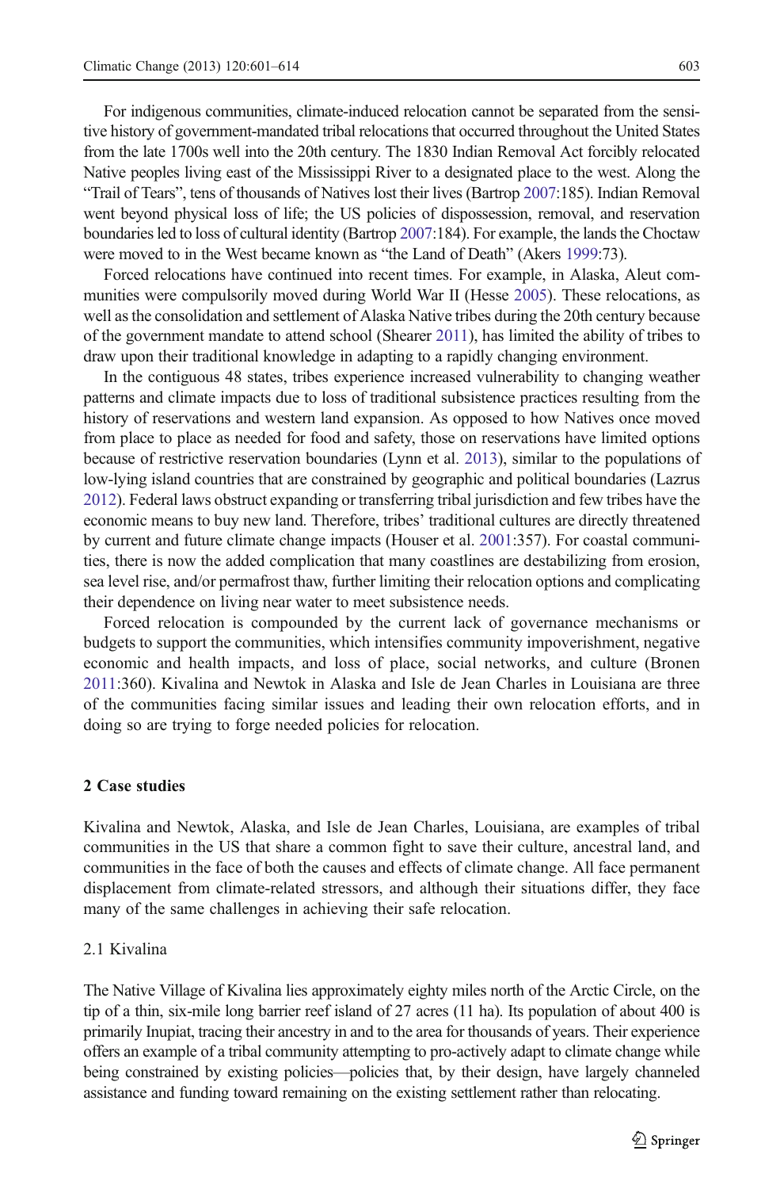For indigenous communities, climate-induced relocation cannot be separated from the sensitive history of government-mandated tribal relocations that occurred throughout the United States from the late 1700s well into the 20th century. The 1830 Indian Removal Act forcibly relocated Native peoples living east of the Mississippi River to a designated place to the west. Along the "Trail of Tears", tens of thousands of Natives lost their lives (Bartrop 2007:185). Indian Removal went beyond physical loss of life; the US policies of dispossession, removal, and reservation boundaries led to loss of cultural identity (Bartrop 2007:184). For example, the lands the Choctaw were moved to in the West became known as "the Land of Death" (Akers 1999:73).

Forced relocations have continued into recent times. For example, in Alaska, Aleut communities were compulsorily moved during World War II (Hesse 2005). These relocations, as well as the consolidation and settlement of Alaska Native tribes during the 20th century because of the government mandate to attend school (Shearer 2011), has limited the ability of tribes to draw upon their traditional knowledge in adapting to a rapidly changing environment.

In the contiguous 48 states, tribes experience increased vulnerability to changing weather patterns and climate impacts due to loss of traditional subsistence practices resulting from the history of reservations and western land expansion. As opposed to how Natives once moved from place to place as needed for food and safety, those on reservations have limited options because of restrictive reservation boundaries (Lynn et al. 2013), similar to the populations of low-lying island countries that are constrained by geographic and political boundaries (Lazrus 2012). Federal laws obstruct expanding or transferring tribal jurisdiction and few tribes have the economic means to buy new land. Therefore, tribes' traditional cultures are directly threatened by current and future climate change impacts (Houser et al. 2001:357). For coastal communities, there is now the added complication that many coastlines are destabilizing from erosion, sea level rise, and/or permafrost thaw, further limiting their relocation options and complicating their dependence on living near water to meet subsistence needs.

Forced relocation is compounded by the current lack of governance mechanisms or budgets to support the communities, which intensifies community impoverishment, negative economic and health impacts, and loss of place, social networks, and culture (Bronen 2011:360). Kivalina and Newtok in Alaska and Isle de Jean Charles in Louisiana are three of the communities facing similar issues and leading their own relocation efforts, and in doing so are trying to forge needed policies for relocation.

## 2 Case studies

Kivalina and Newtok, Alaska, and Isle de Jean Charles, Louisiana, are examples of tribal communities in the US that share a common fight to save their culture, ancestral land, and communities in the face of both the causes and effects of climate change. All face permanent displacement from climate-related stressors, and although their situations differ, they face many of the same challenges in achieving their safe relocation.

### 2.1 Kivalina

The Native Village of Kivalina lies approximately eighty miles north of the Arctic Circle, on the tip of a thin, six-mile long barrier reef island of 27 acres (11 ha). Its population of about 400 is primarily Inupiat, tracing their ancestry in and to the area for thousands of years. Their experience offers an example of a tribal community attempting to pro-actively adapt to climate change while being constrained by existing policies—policies that, by their design, have largely channeled assistance and funding toward remaining on the existing settlement rather than relocating.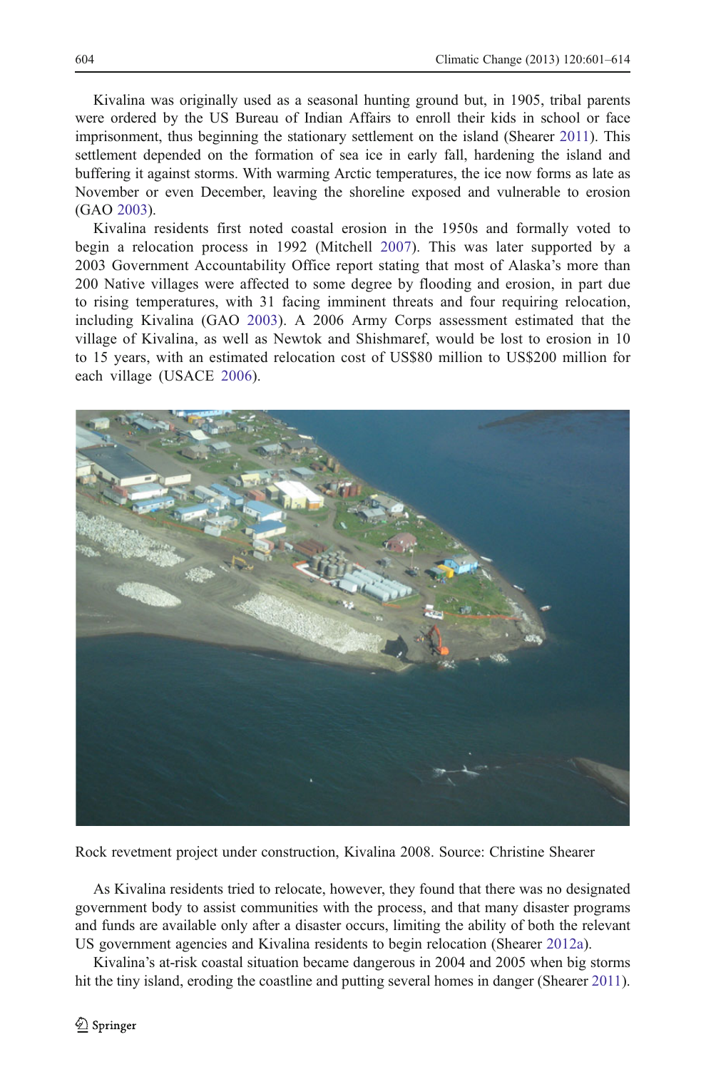Kivalina was originally used as a seasonal hunting ground but, in 1905, tribal parents were ordered by the US Bureau of Indian Affairs to enroll their kids in school or face imprisonment, thus beginning the stationary settlement on the island (Shearer 2011). This settlement depended on the formation of sea ice in early fall, hardening the island and buffering it against storms. With warming Arctic temperatures, the ice now forms as late as November or even December, leaving the shoreline exposed and vulnerable to erosion (GAO 2003).

Kivalina residents first noted coastal erosion in the 1950s and formally voted to begin a relocation process in 1992 (Mitchell 2007). This was later supported by a 2003 Government Accountability Office report stating that most of Alaska's more than 200 Native villages were affected to some degree by flooding and erosion, in part due to rising temperatures, with 31 facing imminent threats and four requiring relocation, including Kivalina (GAO 2003). A 2006 Army Corps assessment estimated that the village of Kivalina, as well as Newtok and Shishmaref, would be lost to erosion in 10 to 15 years, with an estimated relocation cost of US$80 million to US$200 million for each village (USACE 2006).

Rock revetment project under construction, Kivalina 2008. Source: Christine Shearer

As Kivalina residents tried to relocate, however, they found that there was no designated government body to assist communities with the process, and that many disaster programs and funds are available only after a disaster occurs, limiting the ability of both the relevant US government agencies and Kivalina residents to begin relocation (Shearer 2012a).

Kivalina's at-risk coastal situation became dangerous in 2004 and 2005 when big storms hit the tiny island, eroding the coastline and putting several homes in danger (Shearer 2011).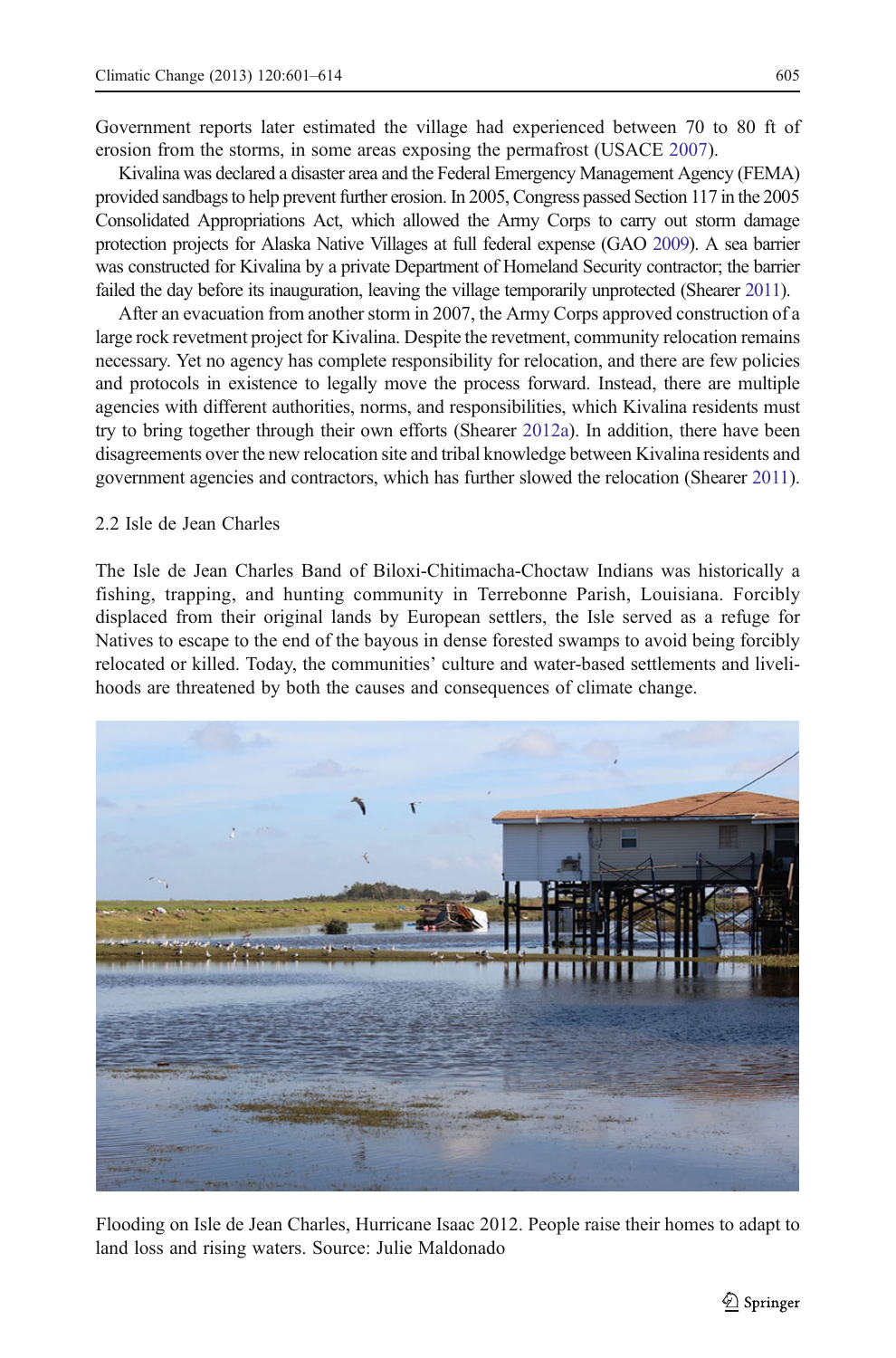Government reports later estimated the village had experienced between 70 to 80 ft of erosion from the storms, in some areas exposing the permafrost (USACE 2007).

Kivalina was declared a disaster area and the Federal Emergency Management Agency (FEMA) provided sandbags to help prevent further erosion. In 2005, Congress passed Section 117 in the 2005 Consolidated Appropriations Act, which allowed the Army Corps to carry out storm damage protection projects for Alaska Native Villages at full federal expense (GAO 2009). A sea barrier was constructed for Kivalina by a private Department of Homeland Security contractor; the barrier failed the day before its inauguration, leaving the village temporarily unprotected (Shearer 2011).

After an evacuation from another storm in 2007, the Army Corps approved construction of a large rock revetment project for Kivalina. Despite the revetment, community relocation remains necessary. Yet no agency has complete responsibility for relocation, and there are few policies and protocols in existence to legally move the process forward. Instead, there are multiple agencies with different authorities, norms, and responsibilities, which Kivalina residents must try to bring together through their own efforts (Shearer 2012a). In addition, there have been disagreements over the new relocation site and tribal knowledge between Kivalina residents and government agencies and contractors, which has further slowed the relocation (Shearer 2011).

## 2.2 Isle de Jean Charles

The Isle de Jean Charles Band of Biloxi-Chitimacha-Choctaw Indians was historically a fishing, trapping, and hunting community in Terrebonne Parish, Louisiana. Forcibly displaced from their original lands by European settlers, the Isle served as a refuge for Natives to escape to the end of the bayous in dense forested swamps to avoid being forcibly relocated or killed. Today, the communities' culture and water-based settlements and livelihoods are threatened by both the causes and consequences of climate change.

Flooding on Isle de Jean Charles, Hurricane Isaac 2012. People raise their homes to adapt to land loss and rising waters. Source: Julie Maldonado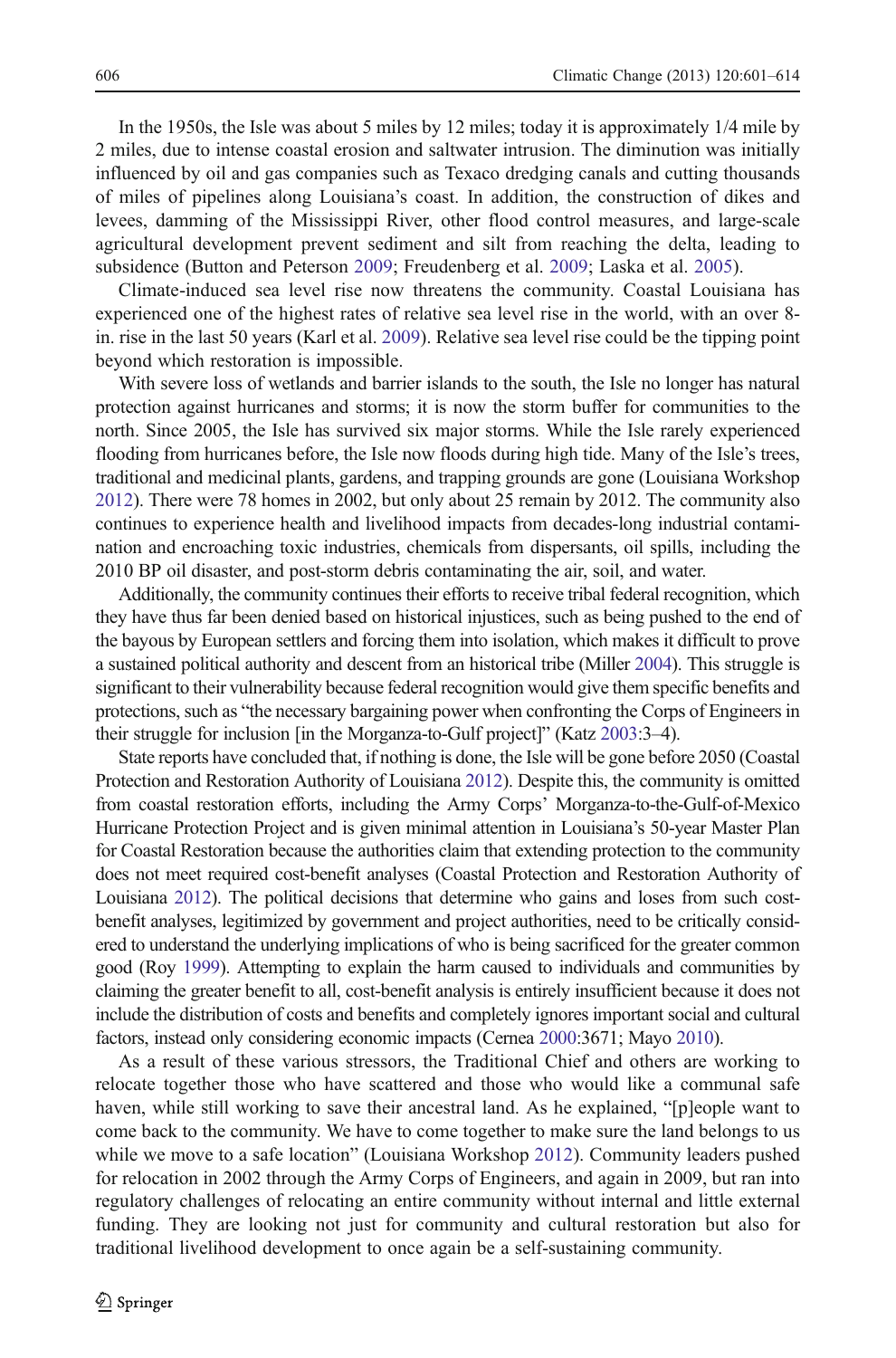In the 1950s, the Isle was about 5 miles by 12 miles; today it is approximately 1/4 mile by 2 miles, due to intense coastal erosion and saltwater intrusion. The diminution was initially influenced by oil and gas companies such as Texaco dredging canals and cutting thousands of miles of pipelines along Louisiana's coast. In addition, the construction of dikes and levees, damming of the Mississippi River, other flood control measures, and large-scale agricultural development prevent sediment and silt from reaching the delta, leading to subsidence (Button and Peterson 2009; Freudenberg et al. 2009; Laska et al. 2005).

Climate-induced sea level rise now threatens the community. Coastal Louisiana has experienced one of the highest rates of relative sea level rise in the world, with an over 8-in. rise in the last 50 years (Karl et al. 2009). Relative sea level rise could be the tipping point beyond which restoration is impossible.

With severe loss of wetlands and barrier islands to the south, the Isle no longer has natural protection against hurricanes and storms; it is now the storm buffer for communities to the north. Since 2005, the Isle has survived six major storms. While the Isle rarely experienced flooding from hurricanes before, the Isle now floods during high tide. Many of the Isle's trees, traditional and medicinal plants, gardens, and trapping grounds are gone (Louisiana Workshop 2012). There were 78 homes in 2002, but only about 25 remain by 2012. The community also continues to experience health and livelihood impacts from decades-long industrial contamination and encroaching toxic industries, chemicals from dispersants, oil spills, including the 2010 BP oil disaster, and post-storm debris contaminating the air, soil, and water.

Additionally, the community continues their efforts to receive tribal federal recognition, which they have thus far been denied based on historical injustices, such as being pushed to the end of the bayous by European settlers and forcing them into isolation, which makes it difficult to prove a sustained political authority and descent from an historical tribe (Miller 2004). This struggle is significant to their vulnerability because federal recognition would give them specific benefits and protections, such as "the necessary bargaining power when confronting the Corps of Engineers in their struggle for inclusion [in the Morganza-to-Gulf project]" (Katz 2003:3–4).

State reports have concluded that, if nothing is done, the Isle will be gone before 2050 (Coastal Protection and Restoration Authority of Louisiana 2012). Despite this, the community is omitted from coastal restoration efforts, including the Army Corps' Morganza-to-the-Gulf-of-Mexico Hurricane Protection Project and is given minimal attention in Louisiana's 50-year Master Plan for Coastal Restoration because the authorities claim that extending protection to the community does not meet required cost-benefit analyses (Coastal Protection and Restoration Authority of Louisiana 2012). The political decisions that determine who gains and loses from such cost-benefit analyses, legitimized by government and project authorities, need to be critically considered to understand the underlying implications of who is being sacrificed for the greater common good (Roy 1999). Attempting to explain the harm caused to individuals and communities by claiming the greater benefit to all, cost-benefit analysis is entirely insufficient because it does not include the distribution of costs and benefits and completely ignores important social and cultural factors, instead only considering economic impacts (Cernea 2000:3671; Mayo 2010).

As a result of these various stressors, the Traditional Chief and others are working to relocate together those who have scattered and those who would like a communal safe haven, while still working to save their ancestral land. As he explained, "[p]eople want to come back to the community. We have to come together to make sure the land belongs to us while we move to a safe location" (Louisiana Workshop 2012). Community leaders pushed for relocation in 2002 through the Army Corps of Engineers, and again in 2009, but ran into regulatory challenges of relocating an entire community without internal and little external funding. They are looking not just for community and cultural restoration but also for traditional livelihood development to once again be a self-sustaining community.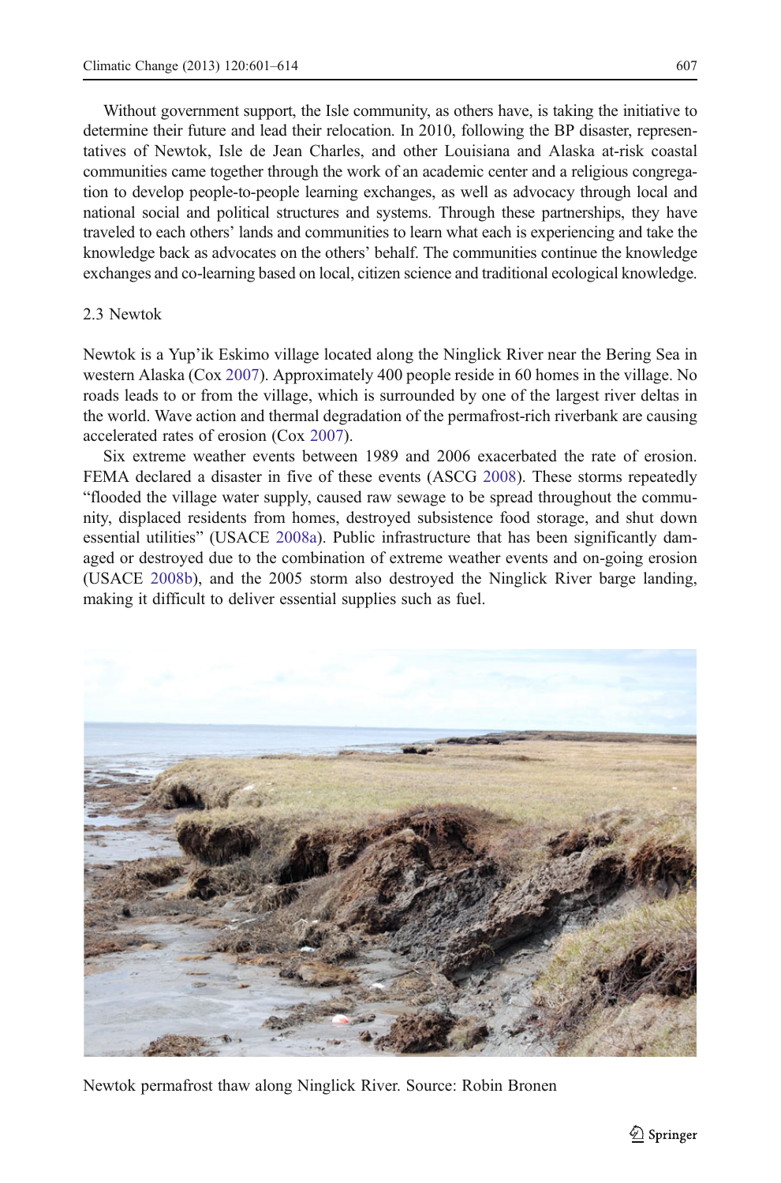Without government support, the Isle community, as others have, is taking the initiative to determine their future and lead their relocation. In 2010, following the BP disaster, representatives of Newtok, Isle de Jean Charles, and other Louisiana and Alaska at-risk coastal communities came together through the work of an academic center and a religious congregation to develop people-to-people learning exchanges, as well as advocacy through local and national social and political structures and systems. Through these partnerships, they have traveled to each others' lands and communities to learn what each is experiencing and take the knowledge back as advocates on the others' behalf. The communities continue the knowledge exchanges and co-learning based on local, citizen science and traditional ecological knowledge.

### 2.3 Newtok

Newtok is a Yup'ik Eskimo village located along the Ninglick River near the Bering Sea in western Alaska (Cox 2007). Approximately 400 people reside in 60 homes in the village. No roads leads to or from the village, which is surrounded by one of the largest river deltas in the world. Wave action and thermal degradation of the permafrost-rich riverbank are causing accelerated rates of erosion (Cox 2007).

Six extreme weather events between 1989 and 2006 exacerbated the rate of erosion. FEMA declared a disaster in five of these events (ASCG 2008). These storms repeatedly "flooded the village water supply, caused raw sewage to be spread throughout the community, displaced residents from homes, destroyed subsistence food storage, and shut down essential utilities" (USACE 2008a). Public infrastructure that has been significantly damaged or destroyed due to the combination of extreme weather events and on-going erosion (USACE 2008b), and the 2005 storm also destroyed the Ninglick River barge landing, making it difficult to deliver essential supplies such as fuel.

Newtok permafrost thaw along Ninglick River. Source: Robin Bronen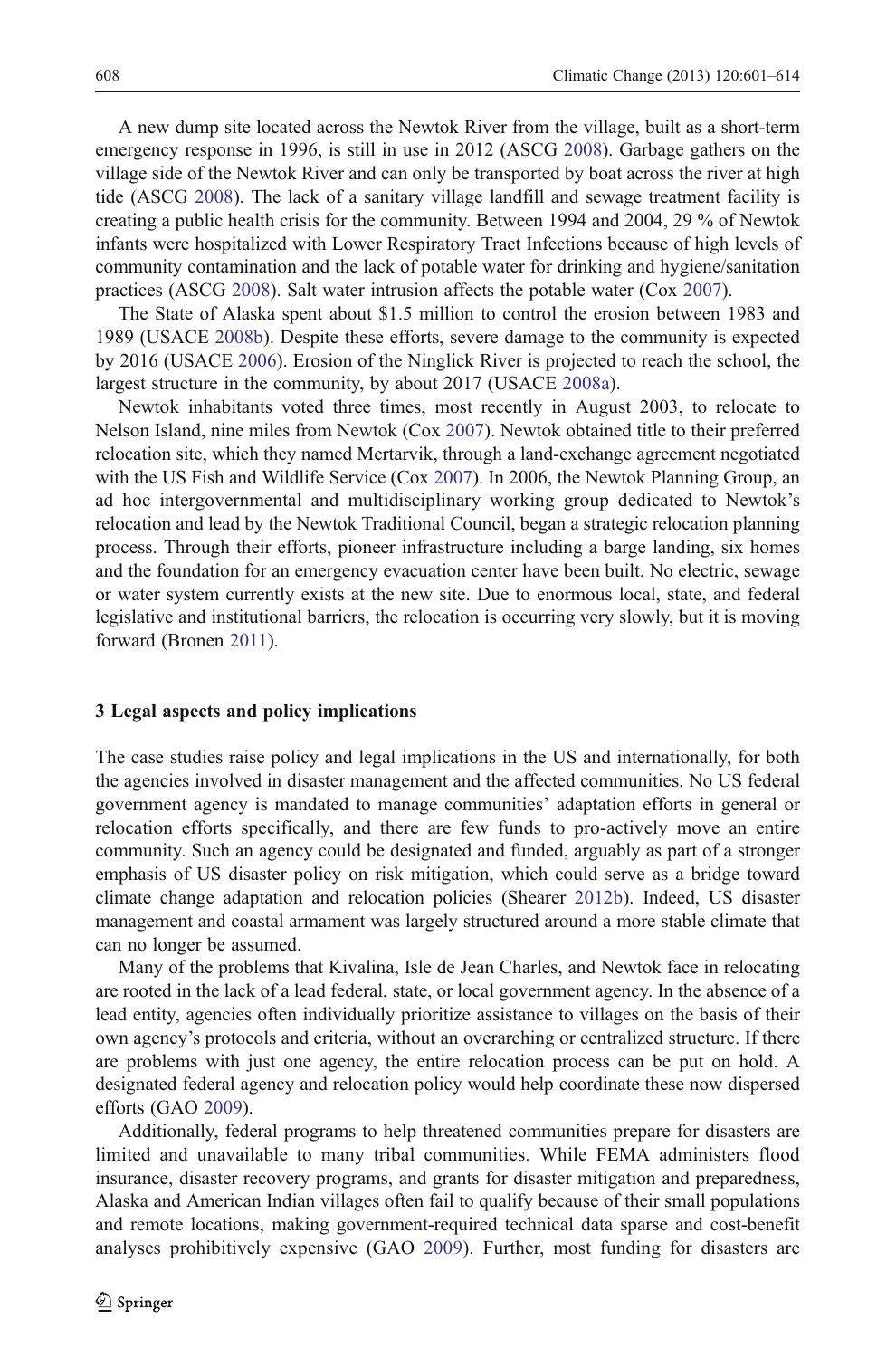A new dump site located across the Newtok River from the village, built as a short-term emergency response in 1996, is still in use in 2012 (ASCG 2008). Garbage gathers on the village side of the Newtok River and can only be transported by boat across the river at high tide (ASCG 2008). The lack of a sanitary village landfill and sewage treatment facility is creating a public health crisis for the community. Between 1994 and 2004, 29 % of Newtok infants were hospitalized with Lower Respiratory Tract Infections because of high levels of community contamination and the lack of potable water for drinking and hygiene/sanitation practices (ASCG 2008). Salt water intrusion affects the potable water (Cox 2007).

The State of Alaska spent about $1.5 million to control the erosion between 1983 and 1989 (USACE 2008b). Despite these efforts, severe damage to the community is expected by 2016 (USACE 2006). Erosion of the Ninglick River is projected to reach the school, the largest structure in the community, by about 2017 (USACE 2008a).

Newtok inhabitants voted three times, most recently in August 2003, to relocate to Nelson Island, nine miles from Newtok (Cox 2007). Newtok obtained title to their preferred relocation site, which they named Mertarvik, through a land-exchange agreement negotiated with the US Fish and Wildlife Service (Cox 2007). In 2006, the Newtok Planning Group, an ad hoc intergovernmental and multidisciplinary working group dedicated to Newtok's relocation and lead by the Newtok Traditional Council, began a strategic relocation planning process. Through their efforts, pioneer infrastructure including a barge landing, six homes and the foundation for an emergency evacuation center have been built. No electric, sewage or water system currently exists at the new site. Due to enormous local, state, and federal legislative and institutional barriers, the relocation is occurring very slowly, but it is moving forward (Bronen 2011).

## 3 Legal aspects and policy implications

The case studies raise policy and legal implications in the US and internationally, for both the agencies involved in disaster management and the affected communities. No US federal government agency is mandated to manage communities' adaptation efforts in general or relocation efforts specifically, and there are few funds to pro-actively move an entire community. Such an agency could be designated and funded, arguably as part of a stronger emphasis of US disaster policy on risk mitigation, which could serve as a bridge toward climate change adaptation and relocation policies (Shearer 2012b). Indeed, US disaster management and coastal armament was largely structured around a more stable climate that can no longer be assumed.

Many of the problems that Kivalina, Isle de Jean Charles, and Newtok face in relocating are rooted in the lack of a lead federal, state, or local government agency. In the absence of a lead entity, agencies often individually prioritize assistance to villages on the basis of their own agency's protocols and criteria, without an overarching or centralized structure. If there are problems with just one agency, the entire relocation process can be put on hold. A designated federal agency and relocation policy would help coordinate these now dispersed efforts (GAO 2009).

Additionally, federal programs to help threatened communities prepare for disasters are limited and unavailable to many tribal communities. While FEMA administers flood insurance, disaster recovery programs, and grants for disaster mitigation and preparedness, Alaska and American Indian villages often fail to qualify because of their small populations and remote locations, making government-required technical data sparse and cost-benefit analyses prohibitively expensive (GAO 2009). Further, most funding for disasters are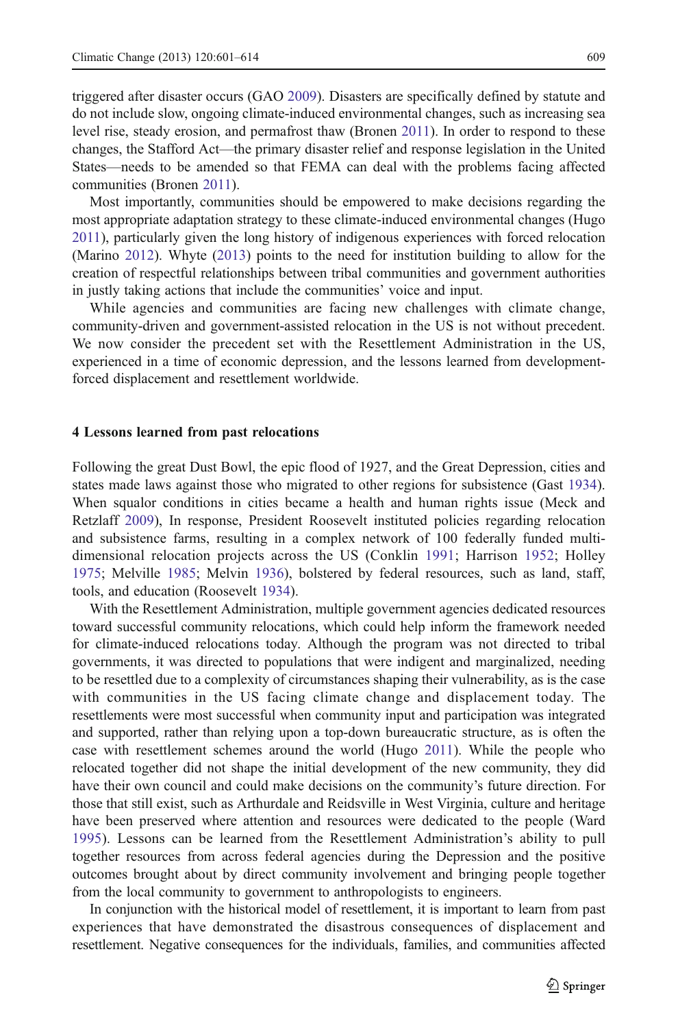triggered after disaster occurs (GAO 2009). Disasters are specifically defined by statute and do not include slow, ongoing climate-induced environmental changes, such as increasing sea level rise, steady erosion, and permafrost thaw (Bronen 2011). In order to respond to these changes, the Stafford Act—the primary disaster relief and response legislation in the United States—needs to be amended so that FEMA can deal with the problems facing affected communities (Bronen 2011).

Most importantly, communities should be empowered to make decisions regarding the most appropriate adaptation strategy to these climate-induced environmental changes (Hugo 2011), particularly given the long history of indigenous experiences with forced relocation (Marino 2012). Whyte (2013) points to the need for institution building to allow for the creation of respectful relationships between tribal communities and government authorities in justly taking actions that include the communities' voice and input.

While agencies and communities are facing new challenges with climate change, community-driven and government-assisted relocation in the US is not without precedent. We now consider the precedent set with the Resettlement Administration in the US, experienced in a time of economic depression, and the lessons learned from development-forced displacement and resettlement worldwide.

## 4 Lessons learned from past relocations

Following the great Dust Bowl, the epic flood of 1927, and the Great Depression, cities and states made laws against those who migrated to other regions for subsistence (Gast 1934). When squalor conditions in cities became a health and human rights issue (Meck and Retzlaff 2009), In response, President Roosevelt instituted policies regarding relocation and subsistence farms, resulting in a complex network of 100 federally funded multi-dimensional relocation projects across the US (Conklin 1991; Harrison 1952; Holley 1975; Melville 1985; Melvin 1936), bolstered by federal resources, such as land, staff, tools, and education (Roosevelt 1934).

With the Resettlement Administration, multiple government agencies dedicated resources toward successful community relocations, which could help inform the framework needed for climate-induced relocations today. Although the program was not directed to tribal governments, it was directed to populations that were indigent and marginalized, needing to be resettled due to a complexity of circumstances shaping their vulnerability, as is the case with communities in the US facing climate change and displacement today. The resettlements were most successful when community input and participation was integrated and supported, rather than relying upon a top-down bureaucratic structure, as is often the case with resettlement schemes around the world (Hugo 2011). While the people who relocated together did not shape the initial development of the new community, they did have their own council and could make decisions on the community's future direction. For those that still exist, such as Arthurdale and Reidsville in West Virginia, culture and heritage have been preserved where attention and resources were dedicated to the people (Ward 1995). Lessons can be learned from the Resettlement Administration's ability to pull together resources from across federal agencies during the Depression and the positive outcomes brought about by direct community involvement and bringing people together from the local community to government to anthropologists to engineers.

In conjunction with the historical model of resettlement, it is important to learn from past experiences that have demonstrated the disastrous consequences of displacement and resettlement. Negative consequences for the individuals, families, and communities affected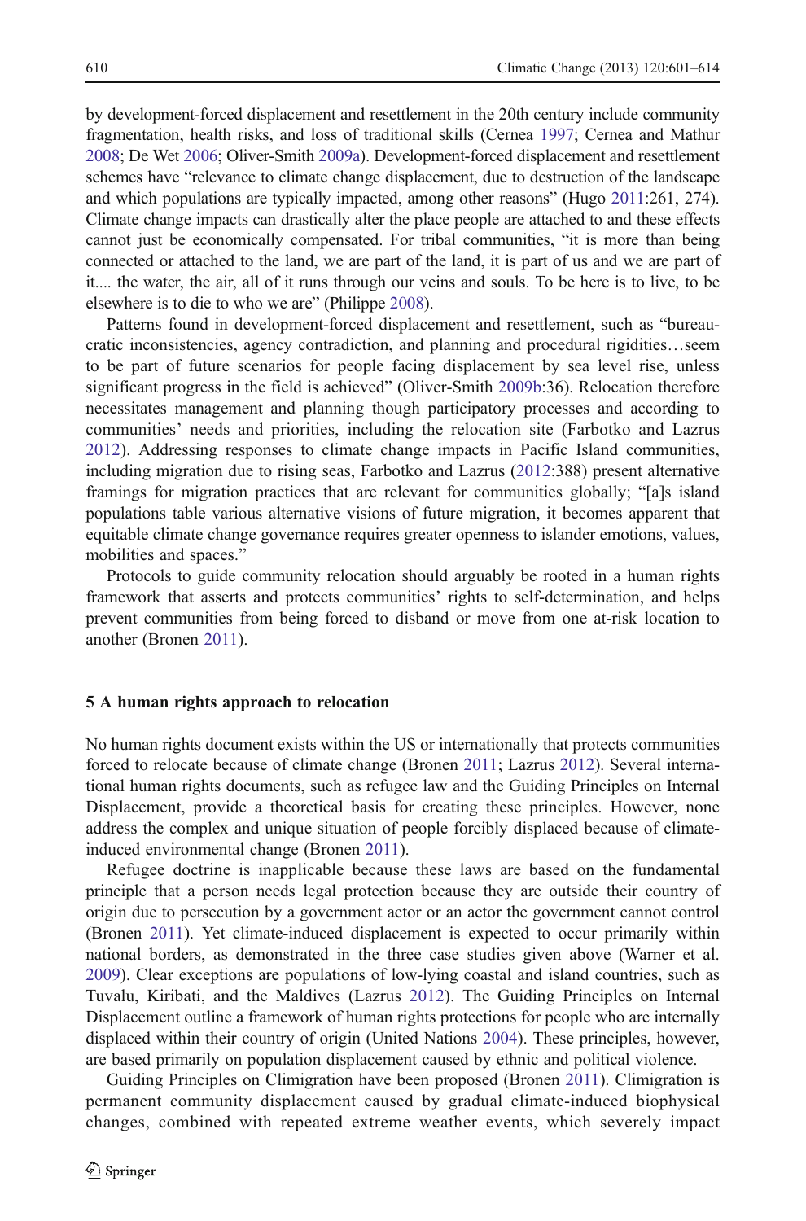by development-forced displacement and resettlement in the 20th century include community fragmentation, health risks, and loss of traditional skills (Cernea 1997; Cernea and Mathur 2008; De Wet 2006; Oliver-Smith 2009a). Development-forced displacement and resettlement schemes have "relevance to climate change displacement, due to destruction of the landscape and which populations are typically impacted, among other reasons" (Hugo 2011:261, 274). Climate change impacts can drastically alter the place people are attached to and these effects cannot just be economically compensated. For tribal communities, "it is more than being connected or attached to the land, we are part of the land, it is part of us and we are part of it.... the water, the air, all of it runs through our veins and souls. To be here is to live, to be elsewhere is to die to who we are" (Philippe 2008).

Patterns found in development-forced displacement and resettlement, such as "bureaucratic inconsistencies, agency contradiction, and planning and procedural rigidities…seem to be part of future scenarios for people facing displacement by sea level rise, unless significant progress in the field is achieved" (Oliver-Smith 2009b:36). Relocation therefore necessitates management and planning though participatory processes and according to communities' needs and priorities, including the relocation site (Farbotko and Lazrus 2012). Addressing responses to climate change impacts in Pacific Island communities, including migration due to rising seas, Farbotko and Lazrus (2012:388) present alternative framings for migration practices that are relevant for communities globally; "[a]s island populations table various alternative visions of future migration, it becomes apparent that equitable climate change governance requires greater openness to islander emotions, values, mobilities and spaces."

Protocols to guide community relocation should arguably be rooted in a human rights framework that asserts and protects communities' rights to self-determination, and helps prevent communities from being forced to disband or move from one at-risk location to another (Bronen 2011).

## 5 A human rights approach to relocation

No human rights document exists within the US or internationally that protects communities forced to relocate because of climate change (Bronen 2011; Lazrus 2012). Several international human rights documents, such as refugee law and the Guiding Principles on Internal Displacement, provide a theoretical basis for creating these principles. However, none address the complex and unique situation of people forcibly displaced because of climate-induced environmental change (Bronen 2011).

Refugee doctrine is inapplicable because these laws are based on the fundamental principle that a person needs legal protection because they are outside their country of origin due to persecution by a government actor or an actor the government cannot control (Bronen 2011). Yet climate-induced displacement is expected to occur primarily within national borders, as demonstrated in the three case studies given above (Warner et al. 2009). Clear exceptions are populations of low-lying coastal and island countries, such as Tuvalu, Kiribati, and the Maldives (Lazrus 2012). The Guiding Principles on Internal Displacement outline a framework of human rights protections for people who are internally displaced within their country of origin (United Nations 2004). These principles, however, are based primarily on population displacement caused by ethnic and political violence.

Guiding Principles on Climigration have been proposed (Bronen 2011). Climigration is permanent community displacement caused by gradual climate-induced biophysical changes, combined with repeated extreme weather events, which severely impact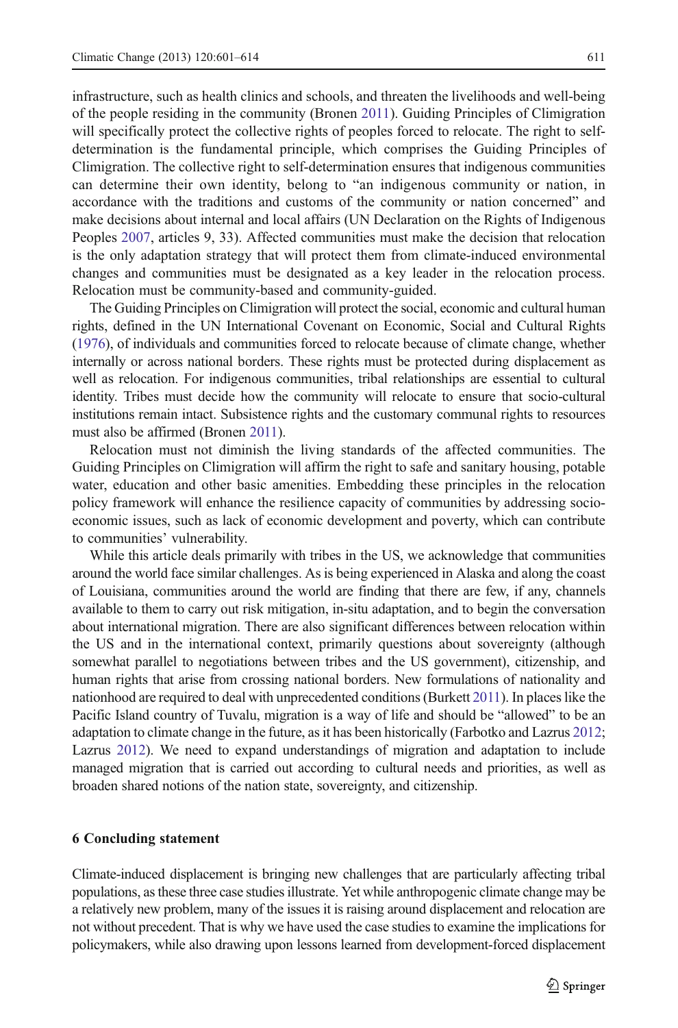infrastructure, such as health clinics and schools, and threaten the livelihoods and well-being of the people residing in the community (Bronen 2011). Guiding Principles of Climigration will specifically protect the collective rights of peoples forced to relocate. The right to self-determination is the fundamental principle, which comprises the Guiding Principles of Climigration. The collective right to self-determination ensures that indigenous communities can determine their own identity, belong to "an indigenous community or nation, in accordance with the traditions and customs of the community or nation concerned" and make decisions about internal and local affairs (UN Declaration on the Rights of Indigenous Peoples 2007, articles 9, 33). Affected communities must make the decision that relocation is the only adaptation strategy that will protect them from climate-induced environmental changes and communities must be designated as a key leader in the relocation process. Relocation must be community-based and community-guided.

The Guiding Principles on Climigration will protect the social, economic and cultural human rights, defined in the UN International Covenant on Economic, Social and Cultural Rights (1976), of individuals and communities forced to relocate because of climate change, whether internally or across national borders. These rights must be protected during displacement as well as relocation. For indigenous communities, tribal relationships are essential to cultural identity. Tribes must decide how the community will relocate to ensure that socio-cultural institutions remain intact. Subsistence rights and the customary communal rights to resources must also be affirmed (Bronen 2011).

Relocation must not diminish the living standards of the affected communities. The Guiding Principles on Climigration will affirm the right to safe and sanitary housing, potable water, education and other basic amenities. Embedding these principles in the relocation policy framework will enhance the resilience capacity of communities by addressing socio-economic issues, such as lack of economic development and poverty, which can contribute to communities' vulnerability.

While this article deals primarily with tribes in the US, we acknowledge that communities around the world face similar challenges. As is being experienced in Alaska and along the coast of Louisiana, communities around the world are finding that there are few, if any, channels available to them to carry out risk mitigation, in-situ adaptation, and to begin the conversation about international migration. There are also significant differences between relocation within the US and in the international context, primarily questions about sovereignty (although somewhat parallel to negotiations between tribes and the US government), citizenship, and human rights that arise from crossing national borders. New formulations of nationality and nationhood are required to deal with unprecedented conditions (Burkett 2011). In places like the Pacific Island country of Tuvalu, migration is a way of life and should be "allowed" to be an adaptation to climate change in the future, as it has been historically (Farbotko and Lazrus 2012; Lazrus 2012). We need to expand understandings of migration and adaptation to include managed migration that is carried out according to cultural needs and priorities, as well as broaden shared notions of the nation state, sovereignty, and citizenship.

## 6 Concluding statement

Climate-induced displacement is bringing new challenges that are particularly affecting tribal populations, as these three case studies illustrate. Yet while anthropogenic climate change may be a relatively new problem, many of the issues it is raising around displacement and relocation are not without precedent. That is why we have used the case studies to examine the implications for policymakers, while also drawing upon lessons learned from development-forced displacement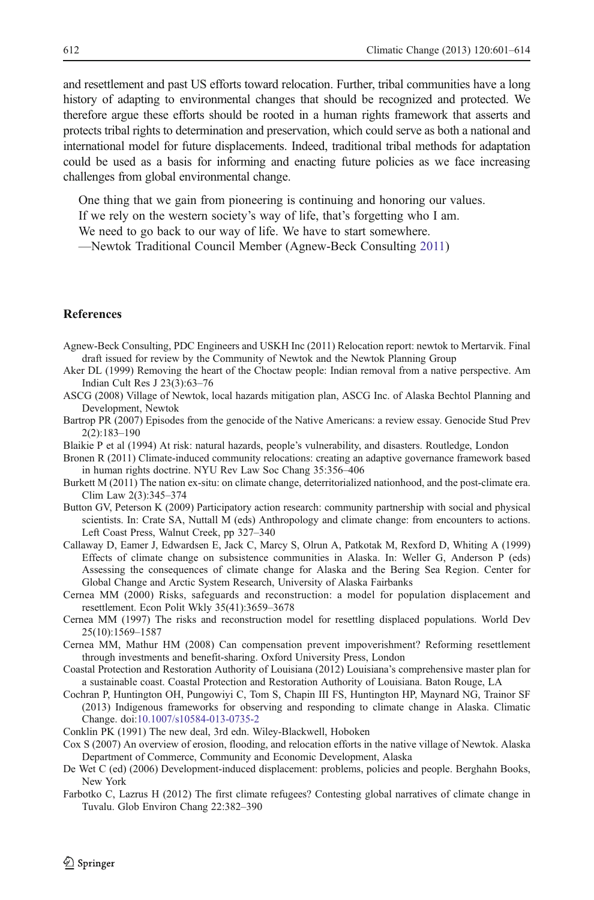and resettlement and past US efforts toward relocation. Further, tribal communities have a long history of adapting to environmental changes that should be recognized and protected. We therefore argue these efforts should be rooted in a human rights framework that asserts and protects tribal rights to determination and preservation, which could serve as both a national and international model for future displacements. Indeed, traditional tribal methods for adaptation could be used as a basis for informing and enacting future policies as we face increasing challenges from global environmental change.

> One thing that we gain from pioneering is continuing and honoring our values.
> If we rely on the western society's way of life, that's forgetting who I am.
> We need to go back to our way of life. We have to start somewhere.
> —Newtok Traditional Council Member (Agnew-Beck Consulting 2011)

## References

Agnew-Beck Consulting, PDC Engineers and USKH Inc (2011) Relocation report: newtok to Mertarvik. Final draft issued for review by the Community of Newtok and the Newtok Planning Group

Aker DL (1999) Removing the heart of the Choctaw people: Indian removal from a native perspective. Am Indian Cult Res J 23(3):63–76

ASCG (2008) Village of Newtok, local hazards mitigation plan, ASCG Inc. of Alaska Bechtol Planning and Development, Newtok

Bartrop PR (2007) Episodes from the genocide of the Native Americans: a review essay. Genocide Stud Prev 2(2):183–190

Blaikie P et al (1994) At risk: natural hazards, people's vulnerability, and disasters. Routledge, London

Bronen R (2011) Climate-induced community relocations: creating an adaptive governance framework based in human rights doctrine. NYU Rev Law Soc Chang 35:356–406

Burkett M (2011) The nation ex-situ: on climate change, deterritorialized nationhood, and the post-climate era. Clim Law 2(3):345–374

Button GV, Peterson K (2009) Participatory action research: community partnership with social and physical scientists. In: Crate SA, Nuttall M (eds) Anthropology and climate change: from encounters to actions. Left Coast Press, Walnut Creek, pp 327–340

Callaway D, Eamer J, Edwardsen E, Jack C, Marcy S, Olrun A, Patkotak M, Rexford D, Whiting A (1999) Effects of climate change on subsistence communities in Alaska. In: Weller G, Anderson P (eds) Assessing the consequences of climate change for Alaska and the Bering Sea Region. Center for Global Change and Arctic System Research, University of Alaska Fairbanks

Cernea MM (2000) Risks, safeguards and reconstruction: a model for population displacement and resettlement. Econ Polit Wkly 35(41):3659–3678

Cernea MM (1997) The risks and reconstruction model for resettling displaced populations. World Dev 25(10):1569–1587

Cernea MM, Mathur HM (2008) Can compensation prevent impoverishment? Reforming resettlement through investments and benefit-sharing. Oxford University Press, London

Coastal Protection and Restoration Authority of Louisiana (2012) Louisiana's comprehensive master plan for a sustainable coast. Coastal Protection and Restoration Authority of Louisiana. Baton Rouge, LA

Cochran P, Huntington OH, Pungowiyi C, Tom S, Chapin III FS, Huntington HP, Maynard NG, Trainor SF (2013) Indigenous frameworks for observing and responding to climate change in Alaska. Climatic Change. doi:10.1007/s10584-013-0735-2

Conklin PK (1991) The new deal, 3rd edn. Wiley-Blackwell, Hoboken

Cox S (2007) An overview of erosion, flooding, and relocation efforts in the native village of Newtok. Alaska Department of Commerce, Community and Economic Development, Alaska

De Wet C (ed) (2006) Development-induced displacement: problems, policies and people. Berghahn Books, New York

Farbotko C, Lazrus H (2012) The first climate refugees? Contesting global narratives of climate change in Tuvalu. Glob Environ Chang 22:382–390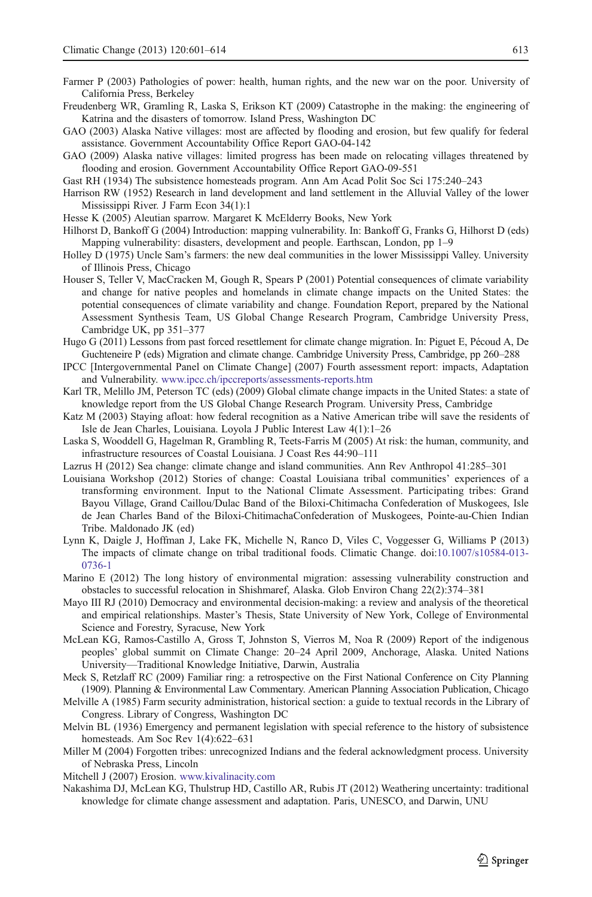Farmer P (2003) Pathologies of power: health, human rights, and the new war on the poor. University of California Press, Berkeley

Freudenberg WR, Gramling R, Laska S, Erikson KT (2009) Catastrophe in the making: the engineering of Katrina and the disasters of tomorrow. Island Press, Washington DC

GAO (2003) Alaska Native villages: most are affected by flooding and erosion, but few qualify for federal assistance. Government Accountability Office Report GAO-04-142

GAO (2009) Alaska native villages: limited progress has been made on relocating villages threatened by flooding and erosion. Government Accountability Office Report GAO-09-551

Gast RH (1934) The subsistence homesteads program. Ann Am Acad Polit Soc Sci 175:240–243

Harrison RW (1952) Research in land development and land settlement in the Alluvial Valley of the lower Mississippi River. J Farm Econ 34(1):1

Hesse K (2005) Aleutian sparrow. Margaret K McElderry Books, New York

Hilhorst D, Bankoff G (2004) Introduction: mapping vulnerability. In: Bankoff G, Franks G, Hilhorst D (eds) Mapping vulnerability: disasters, development and people. Earthscan, London, pp 1–9

Holley D (1975) Uncle Sam's farmers: the new deal communities in the lower Mississippi Valley. University of Illinois Press, Chicago

Houser S, Teller V, MacCracken M, Gough R, Spears P (2001) Potential consequences of climate variability and change for native peoples and homelands in climate change impacts on the United States: the potential consequences of climate variability and change. Foundation Report, prepared by the National Assessment Synthesis Team, US Global Change Research Program, Cambridge University Press, Cambridge UK, pp 351–377

Hugo G (2011) Lessons from past forced resettlement for climate change migration. In: Piguet E, Pécoud A, De Guchteneire P (eds) Migration and climate change. Cambridge University Press, Cambridge, pp 260–288

IPCC [Intergovernmental Panel on Climate Change] (2007) Fourth assessment report: impacts, Adaptation and Vulnerability. www.ipcc.ch/ipccreports/assessments-reports.htm

Karl TR, Melillo JM, Peterson TC (eds) (2009) Global climate change impacts in the United States: a state of knowledge report from the US Global Change Research Program. University Press, Cambridge

Katz M (2003) Staying afloat: how federal recognition as a Native American tribe will save the residents of Isle de Jean Charles, Louisiana. Loyola J Public Interest Law 4(1):1–26

Laska S, Wooddell G, Hagelman R, Grambling R, Teets-Farris M (2005) At risk: the human, community, and infrastructure resources of Coastal Louisiana. J Coast Res 44:90–111

Lazrus H (2012) Sea change: climate change and island communities. Ann Rev Anthropol 41:285–301

Louisiana Workshop (2012) Stories of change: Coastal Louisiana tribal communities' experiences of a transforming environment. Input to the National Climate Assessment. Participating tribes: Grand Bayou Village, Grand Caillou/Dulac Band of the Biloxi-Chitimacha Confederation of Muskogees, Isle de Jean Charles Band of the Biloxi-ChitimachaConfederation of Muskogees, Pointe-au-Chien Indian Tribe. Maldonado JK (ed)

Lynn K, Daigle J, Hoffman J, Lake FK, Michelle N, Ranco D, Viles C, Voggesser G, Williams P (2013) The impacts of climate change on tribal traditional foods. Climatic Change. doi:10.1007/s10584-013-0736-1

Marino E (2012) The long history of environmental migration: assessing vulnerability construction and obstacles to successful relocation in Shishmaref, Alaska. Glob Environ Chang 22(2):374–381

Mayo III RJ (2010) Democracy and environmental decision-making: a review and analysis of the theoretical and empirical relationships. Master's Thesis, State University of New York, College of Environmental Science and Forestry, Syracuse, New York

McLean KG, Ramos-Castillo A, Gross T, Johnston S, Vierros M, Noa R (2009) Report of the indigenous peoples' global summit on Climate Change: 20–24 April 2009, Anchorage, Alaska. United Nations University—Traditional Knowledge Initiative, Darwin, Australia

Meck S, Retzlaff RC (2009) Familiar ring: a retrospective on the First National Conference on City Planning (1909). Planning & Environmental Law Commentary. American Planning Association Publication, Chicago

Melville A (1985) Farm security administration, historical section: a guide to textual records in the Library of Congress. Library of Congress, Washington DC

Melvin BL (1936) Emergency and permanent legislation with special reference to the history of subsistence homesteads. Am Soc Rev 1(4):622–631

Miller M (2004) Forgotten tribes: unrecognized Indians and the federal acknowledgment process. University of Nebraska Press, Lincoln

Mitchell J (2007) Erosion. www.kivalinacity.com

Nakashima DJ, McLean KG, Thulstrup HD, Castillo AR, Rubis JT (2012) Weathering uncertainty: traditional knowledge for climate change assessment and adaptation. Paris, UNESCO, and Darwin, UNU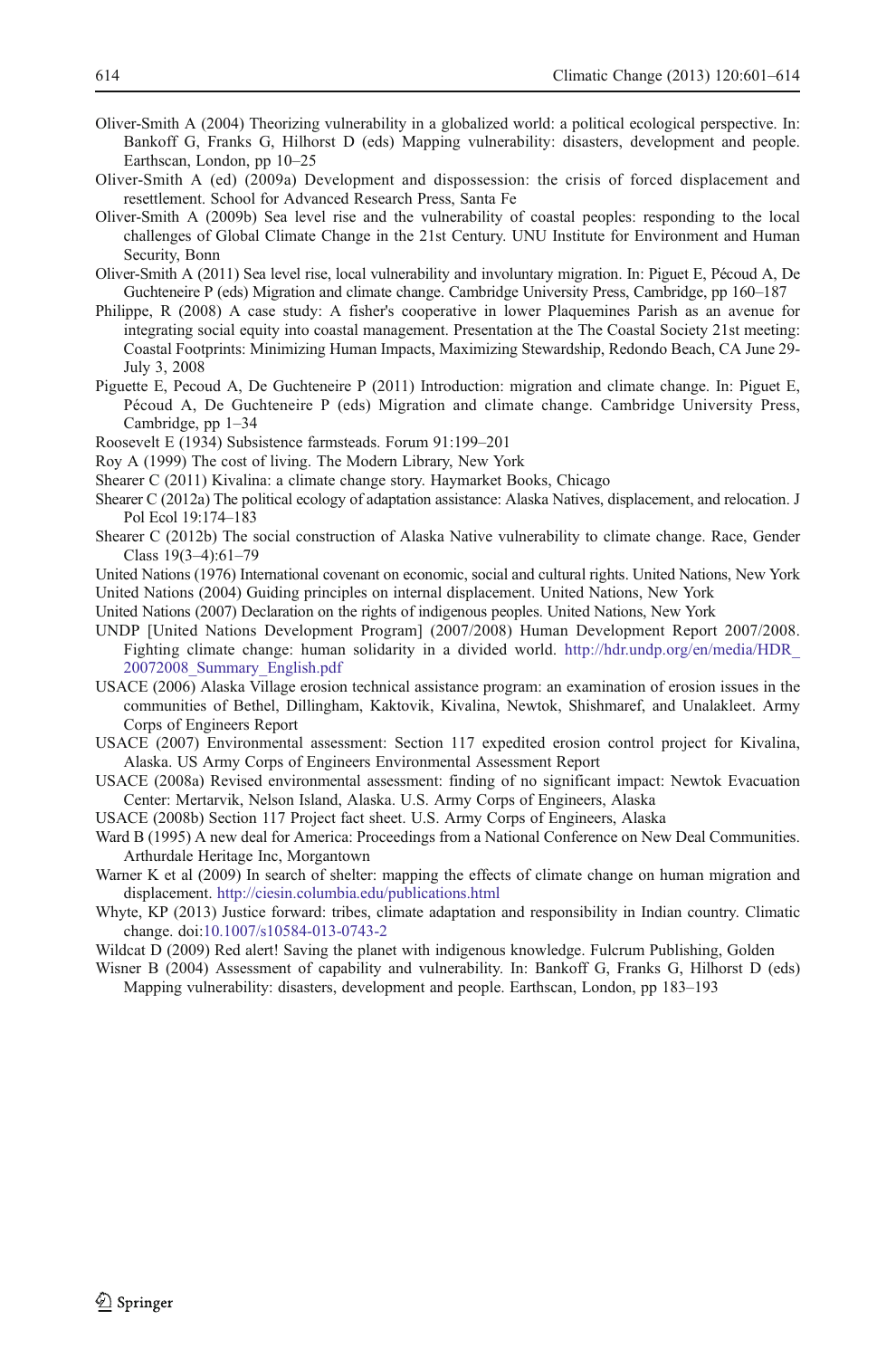Oliver-Smith A (2004) Theorizing vulnerability in a globalized world: a political ecological perspective. In: Bankoff G, Franks G, Hilhorst D (eds) Mapping vulnerability: disasters, development and people. Earthscan, London, pp 10–25

Oliver-Smith A (ed) (2009a) Development and dispossession: the crisis of forced displacement and resettlement. School for Advanced Research Press, Santa Fe

Oliver-Smith A (2009b) Sea level rise and the vulnerability of coastal peoples: responding to the local challenges of Global Climate Change in the 21st Century. UNU Institute for Environment and Human Security, Bonn

Oliver-Smith A (2011) Sea level rise, local vulnerability and involuntary migration. In: Piguet E, Pécoud A, De Guchteneire P (eds) Migration and climate change. Cambridge University Press, Cambridge, pp 160–187

Philippe, R (2008) A case study: A fisher's cooperative in lower Plaquemines Parish as an avenue for integrating social equity into coastal management. Presentation at the The Coastal Society 21st meeting: Coastal Footprints: Minimizing Human Impacts, Maximizing Stewardship, Redondo Beach, CA June 29-July 3, 2008

Piguette E, Pecoud A, De Guchteneire P (2011) Introduction: migration and climate change. In: Piguet E, Pécoud A, De Guchteneire P (eds) Migration and climate change. Cambridge University Press, Cambridge, pp 1–34

Roosevelt E (1934) Subsistence farmsteads. Forum 91:199–201

Roy A (1999) The cost of living. The Modern Library, New York

Shearer C (2011) Kivalina: a climate change story. Haymarket Books, Chicago

Shearer C (2012a) The political ecology of adaptation assistance: Alaska Natives, displacement, and relocation. J Pol Ecol 19:174–183

Shearer C (2012b) The social construction of Alaska Native vulnerability to climate change. Race, Gender Class 19(3–4):61–79

United Nations (1976) International covenant on economic, social and cultural rights. United Nations, New York

United Nations (2004) Guiding principles on internal displacement. United Nations, New York

United Nations (2007) Declaration on the rights of indigenous peoples. United Nations, New York

UNDP [United Nations Development Program] (2007/2008) Human Development Report 2007/2008. Fighting climate change: human solidarity in a divided world. http://hdr.undp.org/en/media/HDR_20072008_Summary_English.pdf

USACE (2006) Alaska Village erosion technical assistance program: an examination of erosion issues in the communities of Bethel, Dillingham, Kaktovik, Kivalina, Newtok, Shishmaref, and Unalakleet. Army Corps of Engineers Report

USACE (2007) Environmental assessment: Section 117 expedited erosion control project for Kivalina, Alaska. US Army Corps of Engineers Environmental Assessment Report

USACE (2008a) Revised environmental assessment: finding of no significant impact: Newtok Evacuation Center: Mertarvik, Nelson Island, Alaska. U.S. Army Corps of Engineers, Alaska

USACE (2008b) Section 117 Project fact sheet. U.S. Army Corps of Engineers, Alaska

Ward B (1995) A new deal for America: Proceedings from a National Conference on New Deal Communities. Arthurdale Heritage Inc, Morgantown

Warner K et al (2009) In search of shelter: mapping the effects of climate change on human migration and displacement. http://ciesin.columbia.edu/publications.html

Whyte, KP (2013) Justice forward: tribes, climate adaptation and responsibility in Indian country. Climatic change. doi:10.1007/s10584-013-0743-2

Wildcat D (2009) Red alert! Saving the planet with indigenous knowledge. Fulcrum Publishing, Golden

Wisner B (2004) Assessment of capability and vulnerability. In: Bankoff G, Franks G, Hilhorst D (eds) Mapping vulnerability: disasters, development and people. Earthscan, London, pp 183–193